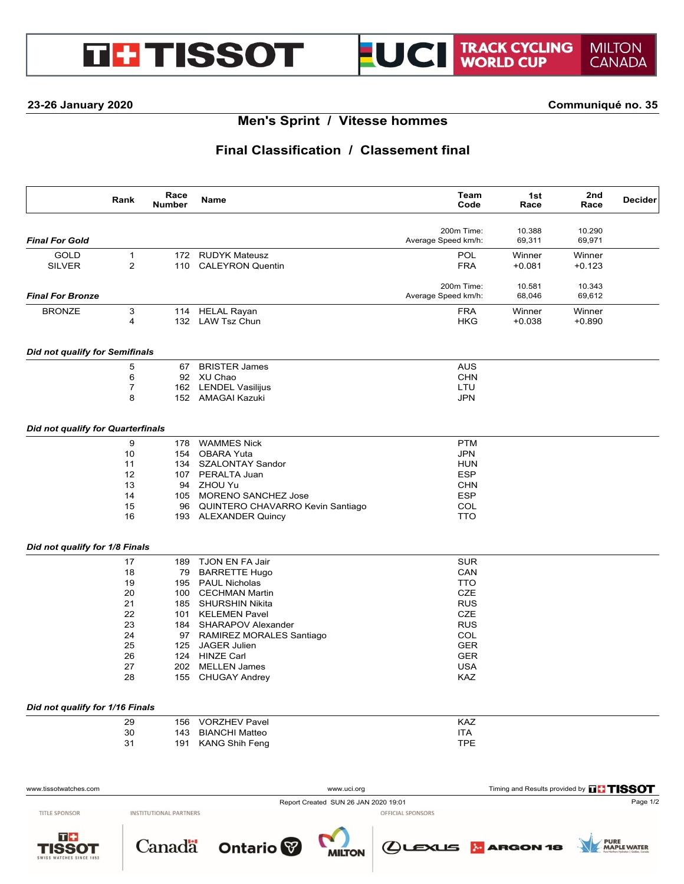# TISSOT UCI TRACK CYCLING WORLD CUP MILTON CANADA

**23-26 January 2020** **Communiqué no. 35**

## Men's Sprint / Vitesse hommes

## Final Classification / Classement final

| | Rank | Race Number | Name | Team Code | 1st Race | 2nd Race | Decider |
|---|---|---|---|---|---|---|---|
| ***Final For Gold*** | | | | 200m Time: | 10.388 | 10.290 | |
| | | | | Average Speed km/h: | 69,311 | 69,971 | |
| GOLD | 1 | 172 | RUDYK Mateusz | POL | Winner | Winner | |
| SILVER | 2 | 110 | CALEYRON Quentin | FRA | +0.081 | +0.123 | |
| ***Final For Bronze*** | | | | 200m Time: | 10.581 | 10.343 | |
| | | | | Average Speed km/h: | 68,046 | 69,612 | |
| BRONZE | 3 | 114 | HELAL Rayan | FRA | Winner | Winner | |
| | 4 | 132 | LAW Tsz Chun | HKG | +0.038 | +0.890 | |
| ***Did not qualify for Semifinals*** | | | | | | | |
| | 5 | 67 | BRISTER James | AUS | | | |
| | 6 | 92 | XU Chao | CHN | | | |
| | 7 | 162 | LENDEL Vasilijus | LTU | | | |
| | 8 | 152 | AMAGAI Kazuki | JPN | | | |
| ***Did not qualify for Quarterfinals*** | | | | | | | |
| | 9 | 178 | WAMMES Nick | PTM | | | |
| | 10 | 154 | OBARA Yuta | JPN | | | |
| | 11 | 134 | SZALONTAY Sandor | HUN | | | |
| | 12 | 107 | PERALTA Juan | ESP | | | |
| | 13 | 94 | ZHOU Yu | CHN | | | |
| | 14 | 105 | MORENO SANCHEZ Jose | ESP | | | |
| | 15 | 96 | QUINTERO CHAVARRO Kevin Santiago | COL | | | |
| | 16 | 193 | ALEXANDER Quincy | TTO | | | |
| ***Did not qualify for 1/8 Finals*** | | | | | | | |
| | 17 | 189 | TJON EN FA Jair | SUR | | | |
| | 18 | 79 | BARRETTE Hugo | CAN | | | |
| | 19 | 195 | PAUL Nicholas | TTO | | | |
| | 20 | 100 | CECHMAN Martin | CZE | | | |
| | 21 | 185 | SHURSHIN Nikita | RUS | | | |
| | 22 | 101 | KELEMEN Pavel | CZE | | | |
| | 23 | 184 | SHARAPOV Alexander | RUS | | | |
| | 24 | 97 | RAMIREZ MORALES Santiago | COL | | | |
| | 25 | 125 | JAGER Julien | GER | | | |
| | 26 | 124 | HINZE Carl | GER | | | |
| | 27 | 202 | MELLEN James | USA | | | |
| | 28 | 155 | CHUGAY Andrey | KAZ | | | |
| ***Did not qualify for 1/16 Finals*** | | | | | | | |
| | 29 | 156 | VORZHEV Pavel | KAZ | | | |
| | 30 | 143 | BIANCHI Matteo | ITA | | | |
| | 31 | 191 | KANG Shih Feng | TPE | | | |

www.tissotwatches.com www.uci.org Timing and Results provided by TISSOT

Report Created SUN 26 JAN 2020 19:01

TITLE SPONSOR: TISSOT — INSTITUTIONAL PARTNERS: Canada, Ontario, Milton — OFFICIAL SPONSORS: Lexus, Argon 18, Pure Maple Water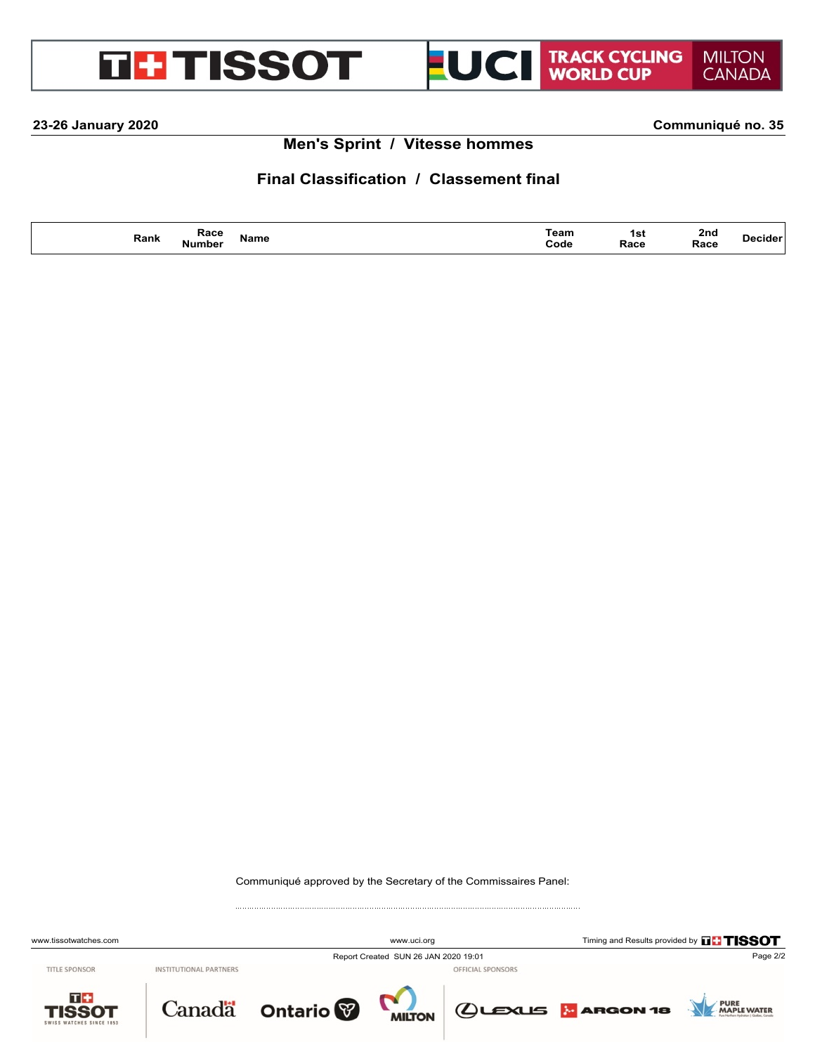23-26 January 2020

Communiqué no. 35

## Men's Sprint / Vitesse hommes

### Final Classification / Classement final

| Rank | Race Number | Name | Team Code | 1st Race | 2nd Race | Decider |
|---|---|---|---|---|---|---|

Communiqué approved by the Secretary of the Commissaires Panel:

..........................................................................................................................

www.tissotwatches.com

www.uci.org

Timing and Results provided by TISSOT

Report Created SUN 26 JAN 2020 19:01

TITLE SPONSOR

INSTITUTIONAL PARTNERS

OFFICIAL SPONSORS